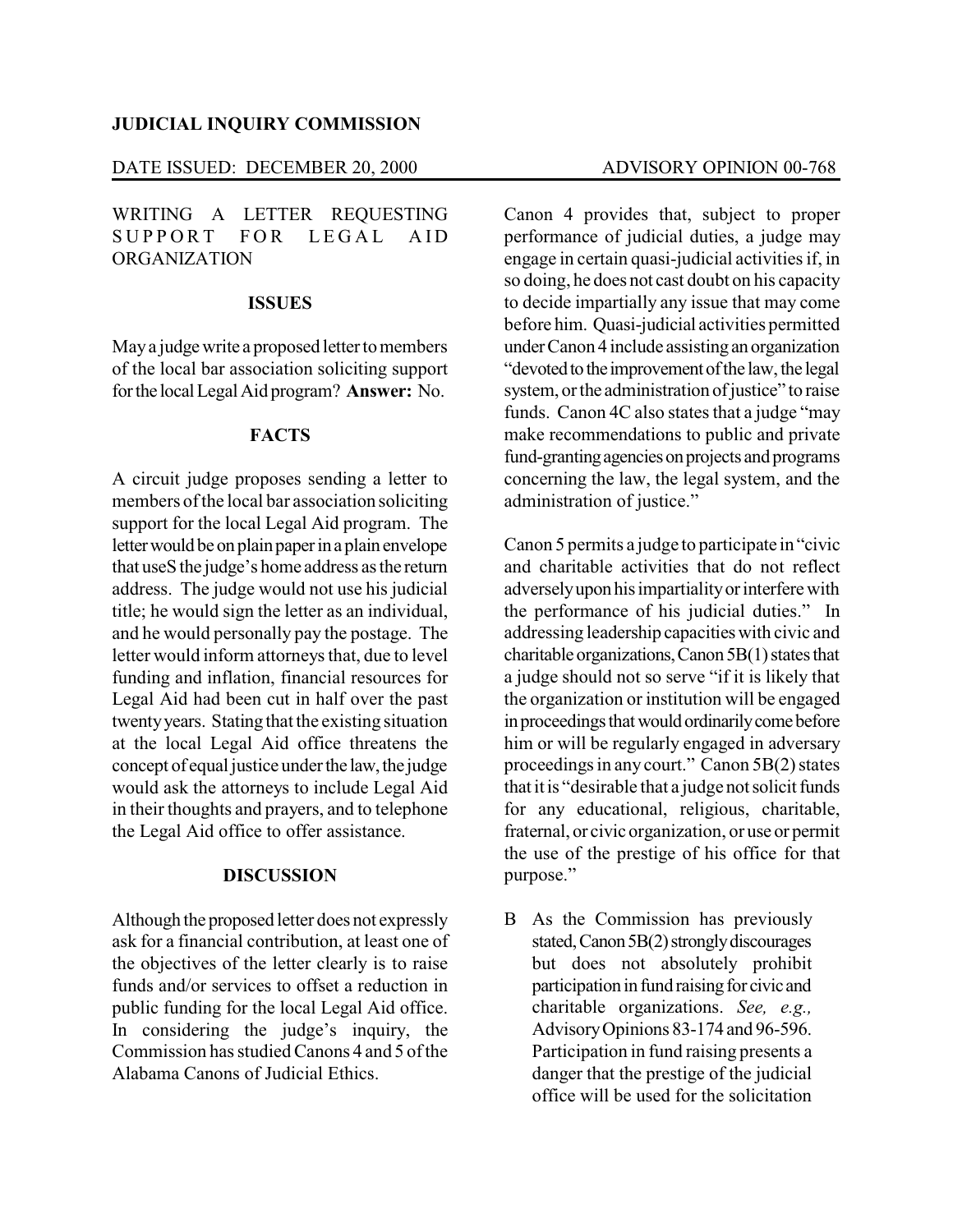**JUDICIAL INQUIRY COMMISSION**

DATE ISSUED: DECEMBER 20, 2000 ADVISORY OPINION 00-768

WRITING A LETTER REQUESTING SUPPORT FOR LEGAL AID ORGANIZATION

## ISSUES

May a judge write a proposed letter to members of the local bar association soliciting support for the local Legal Aid program? **Answer:** No.

## FACTS

A circuit judge proposes sending a letter to members of the local bar association soliciting support for the local Legal Aid program. The letter would be on plain paper in a plain envelope that useS the judge's home address as the return address. The judge would not use his judicial title; he would sign the letter as an individual, and he would personally pay the postage. The letter would inform attorneys that, due to level funding and inflation, financial resources for Legal Aid had been cut in half over the past twenty years. Stating that the existing situation at the local Legal Aid office threatens the concept of equal justice under the law, the judge would ask the attorneys to include Legal Aid in their thoughts and prayers, and to telephone the Legal Aid office to offer assistance.

## DISCUSSION

Although the proposed letter does not expressly ask for a financial contribution, at least one of the objectives of the letter clearly is to raise funds and/or services to offset a reduction in public funding for the local Legal Aid office. In considering the judge's inquiry, the Commission has studied Canons 4 and 5 of the Alabama Canons of Judicial Ethics.

Canon 4 provides that, subject to proper performance of judicial duties, a judge may engage in certain quasi-judicial activities if, in so doing, he does not cast doubt on his capacity to decide impartially any issue that may come before him. Quasi-judicial activities permitted under Canon 4 include assisting an organization "devoted to the improvement of the law, the legal system, or the administration of justice" to raise funds. Canon 4C also states that a judge "may make recommendations to public and private fund-granting agencies on projects and programs concerning the law, the legal system, and the administration of justice."

Canon 5 permits a judge to participate in "civic and charitable activities that do not reflect adversely upon his impartiality or interfere with the performance of his judicial duties." In addressing leadership capacities with civic and charitable organizations, Canon 5B(1) states that a judge should not so serve "if it is likely that the organization or institution will be engaged in proceedings that would ordinarily come before him or will be regularly engaged in adversary proceedings in any court." Canon 5B(2) states that it is "desirable that a judge not solicit funds for any educational, religious, charitable, fraternal, or civic organization, or use or permit the use of the prestige of his office for that purpose."

B As the Commission has previously stated, Canon 5B(2) strongly discourages but does not absolutely prohibit participation in fund raising for civic and charitable organizations. *See, e.g.,* Advisory Opinions 83-174 and 96-596. Participation in fund raising presents a danger that the prestige of the judicial office will be used for the solicitation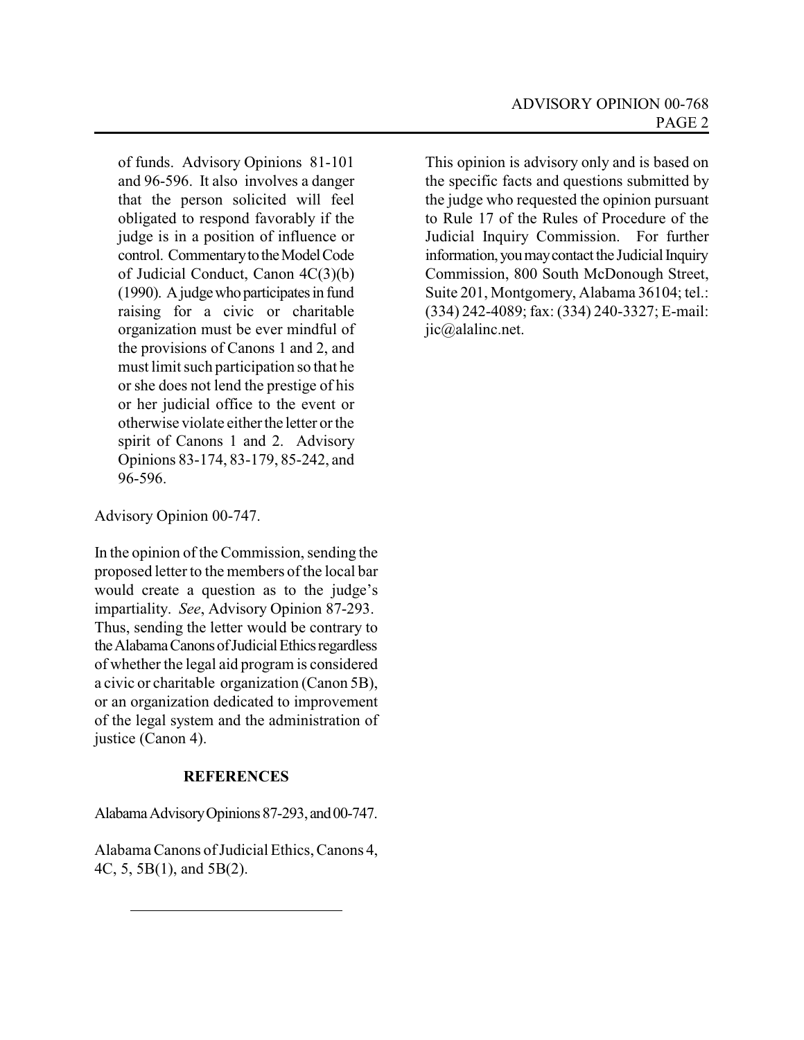of funds. Advisory Opinions 81-101 and 96-596. It also involves a danger that the person solicited will feel obligated to respond favorably if the judge is in a position of influence or control. Commentary to the Model Code of Judicial Conduct, Canon 4C(3)(b) (1990). A judge who participates in fund raising for a civic or charitable organization must be ever mindful of the provisions of Canons 1 and 2, and must limit such participation so that he or she does not lend the prestige of his or her judicial office to the event or otherwise violate either the letter or the spirit of Canons 1 and 2. Advisory Opinions 83-174, 83-179, 85-242, and 96-596.

Advisory Opinion 00-747.

In the opinion of the Commission, sending the proposed letter to the members of the local bar would create a question as to the judge's impartiality. *See*, Advisory Opinion 87-293. Thus, sending the letter would be contrary to the Alabama Canons of Judicial Ethics regardless of whether the legal aid program is considered a civic or charitable organization (Canon 5B), or an organization dedicated to improvement of the legal system and the administration of justice (Canon 4).

## REFERENCES

Alabama Advisory Opinions 87-293, and 00-747.

Alabama Canons of Judicial Ethics, Canons 4, 4C, 5, 5B(1), and 5B(2).

---

This opinion is advisory only and is based on the specific facts and questions submitted by the judge who requested the opinion pursuant to Rule 17 of the Rules of Procedure of the Judicial Inquiry Commission. For further information, you may contact the Judicial Inquiry Commission, 800 South McDonough Street, Suite 201, Montgomery, Alabama 36104; tel.: (334) 242-4089; fax: (334) 240-3327; E-mail: jic@alalinc.net.